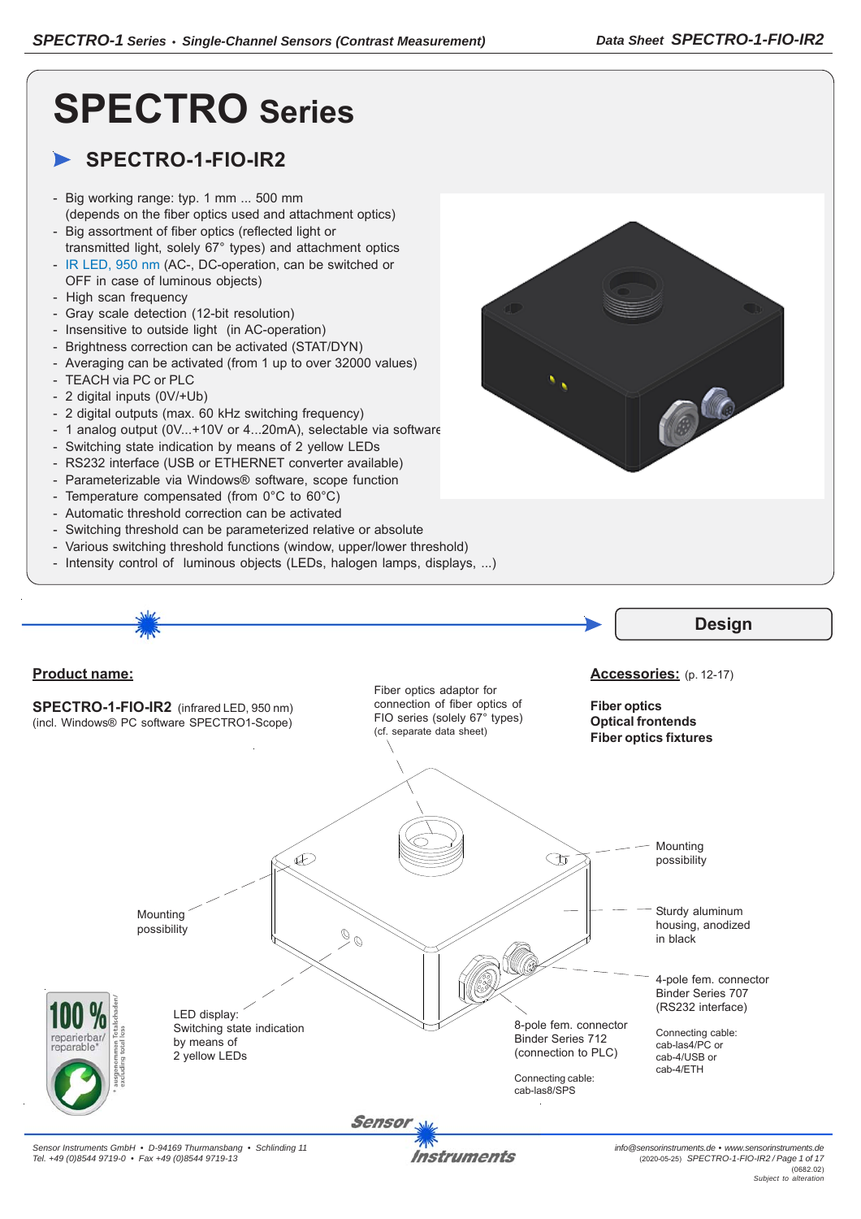# SPECTRO Series

## SPECTRO-1-FIO-IR2

- Big working range: typ. 1 mm ... 500 mm (depends on the fiber optics used and attachment optics)
- Big assortment of fiber optics (reflected light or transmitted light, solely 67° types) and attachment optics
- IR LED, 950 nm (AC-, DC-operation, can be switched or OFF in case of luminous objects)
- High scan frequency
- Gray scale detection (12-bit resolution)
- Insensitive to outside light (in AC-operation)
- Brightness correction can be activated (STAT/DYN)
- Averaging can be activated (from 1 up to over 32000 values)
- TEACH via PC or PLC
- 2 digital inputs (0V/+Ub)
- 2 digital outputs (max. 60 kHz switching frequency)
- 1 analog output (0V...+10V or 4...20mA), selectable via software
- Switching state indication by means of 2 yellow LEDs
- RS232 interface (USB or ETHERNET converter available)
- Parameterizable via Windows® software, scope function
- Temperature compensated (from 0°C to 60°C)
- Automatic threshold correction can be activated
- Switching threshold can be parameterized relative or absolute
- Various switching threshold functions (window, upper/lower threshold)
- Intensity control of luminous objects (LEDs, halogen lamps, displays, ...)

## Design

**Product name:**

**SPECTRO-1-FIO-IR2** (infrared LED, 950 nm)
(incl. Windows® PC software SPECTRO1-Scope)

**Accessories:** (p. 12-17)

**Fiber optics**
**Optical frontends**
**Fiber optics fixtures**

Fiber optics adaptor for connection of fiber optics of FIO series (solely 67° types) (cf. separate data sheet)

Mounting possibility

Mounting possibility

Sturdy aluminum housing, anodized in black

4-pole fem. connector Binder Series 707 (RS232 interface)

Connecting cable: cab-las4/PC or cab-4/USB or cab-4/ETH

LED display: Switching state indication by means of 2 yellow LEDs

8-pole fem. connector Binder Series 712 (connection to PLC)

Connecting cable: cab-las8/SPS

100 % reparierbar/ reparable* (* ausgenommen Totalschaden/ excluding total loss)

Sensor Instruments GmbH • D-94169 Thurmansbang • Schlinding 11
Tel. +49 (0)8544 9719-0 • Fax +49 (0)8544 9719-13

info@sensorinstruments.de • www.sensorinstruments.de
(2020-05-25) SPECTRO-1-FIO-IR2 (0682.02)
Subject to alteration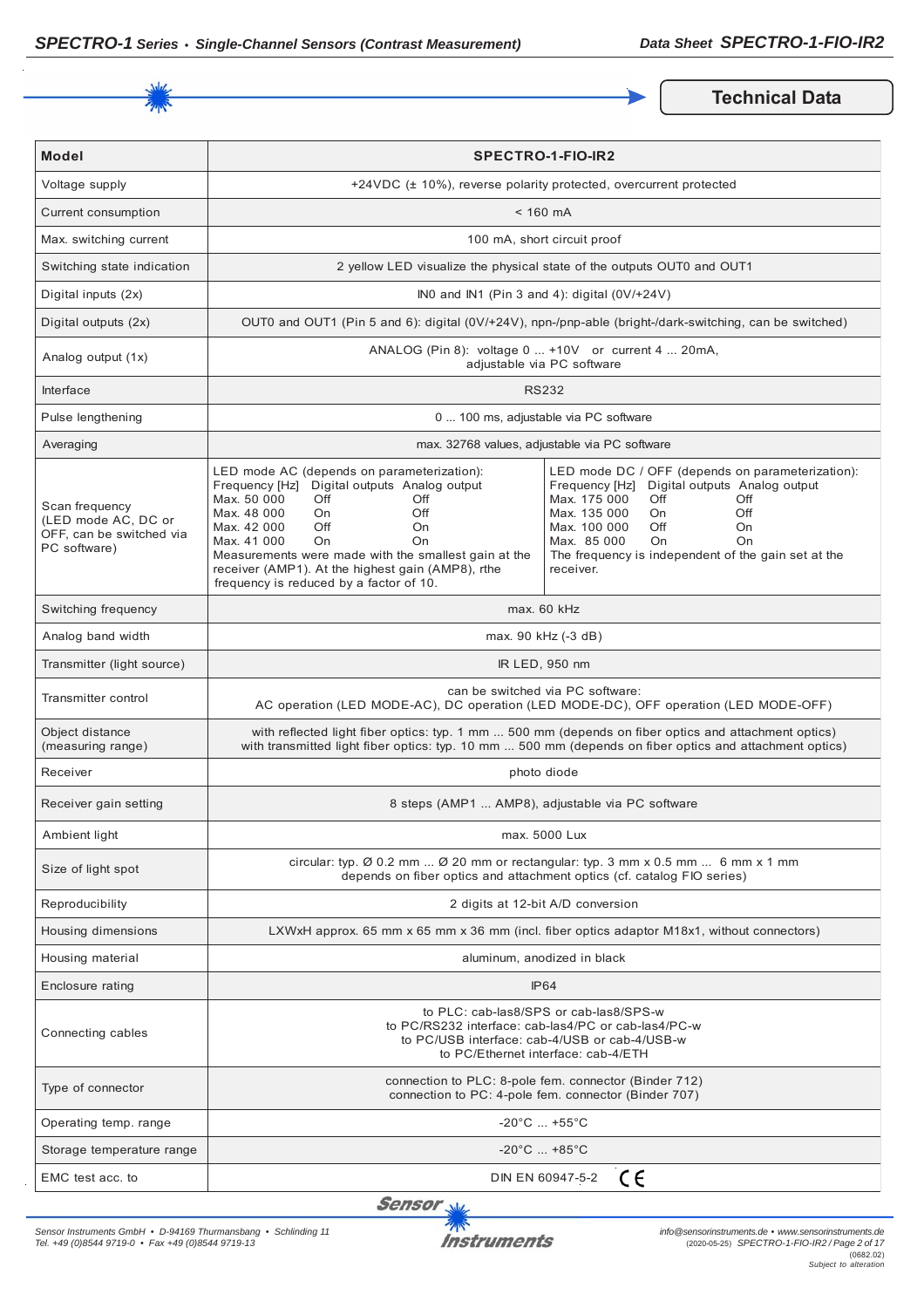## Technical Data

| Model | SPECTRO-1-FIO-IR2 | |
|---|---|---|
| Voltage supply | +24VDC (± 10%), reverse polarity protected, overcurrent protected | |
| Current consumption | < 160 mA | |
| Max. switching current | 100 mA, short circuit proof | |
| Switching state indication | 2 yellow LED visualize the physical state of the outputs OUT0 and OUT1 | |
| Digital inputs (2x) | IN0 and IN1 (Pin 3 and 4): digital (0V/+24V) | |
| Digital outputs (2x) | OUT0 and OUT1 (Pin 5 and 6): digital (0V/+24V), npn-/pnp-able (bright-/dark-switching, can be switched) | |
| Analog output (1x) | ANALOG (Pin 8): voltage 0 ... +10V or current 4 ... 20mA, adjustable via PC software | |
| Interface | RS232 | |
| Pulse lengthening | 0 ... 100 ms, adjustable via PC software | |
| Averaging | max. 32768 values, adjustable via PC software | |
| Scan frequency (LED mode AC, DC or OFF, can be switched via PC software) | LED mode AC (depends on parameterization):<br>Frequency [Hz] / Digital outputs / Analog output<br>Max. 50 000 / Off / Off<br>Max. 48 000 / On / Off<br>Max. 42 000 / Off / On<br>Max. 41 000 / On / On<br>Measurements were made with the smallest gain at the receiver (AMP1). At the highest gain (AMP8), rthe frequency is reduced by a factor of 10. | LED mode DC / OFF (depends on parameterization):<br>Frequency [Hz] / Digital outputs / Analog output<br>Max. 175 000 / Off / Off<br>Max. 135 000 / On / Off<br>Max. 100 000 / Off / On<br>Max. 85 000 / On / On<br>The frequency is independent of the gain set at the receiver. |
| Switching frequency | max. 60 kHz | |
| Analog band width | max. 90 kHz (-3 dB) | |
| Transmitter (light source) | IR LED, 950 nm | |
| Transmitter control | can be switched via PC software:<br>AC operation (LED MODE-AC), DC operation (LED MODE-DC), OFF operation (LED MODE-OFF) | |
| Object distance (measuring range) | with reflected light fiber optics: typ. 1 mm ... 500 mm (depends on fiber optics and attachment optics)<br>with transmitted light fiber optics: typ. 10 mm ... 500 mm (depends on fiber optics and attachment optics) | |
| Receiver | photo diode | |
| Receiver gain setting | 8 steps (AMP1 ... AMP8), adjustable via PC software | |
| Ambient light | max. 5000 Lux | |
| Size of light spot | circular: typ. Ø 0.2 mm ... Ø 20 mm or rectangular: typ. 3 mm x 0.5 mm ... 6 mm x 1 mm<br>depends on fiber optics and attachment optics (cf. catalog FIO series) | |
| Reproducibility | 2 digits at 12-bit A/D conversion | |
| Housing dimensions | LXWxH approx. 65 mm x 65 mm x 36 mm (incl. fiber optics adaptor M18x1, without connectors) | |
| Housing material | aluminum, anodized in black | |
| Enclosure rating | IP64 | |
| Connecting cables | to PLC: cab-las8/SPS or cab-las8/SPS-w<br>to PC/RS232 interface: cab-las4/PC or cab-las4/PC-w<br>to PC/USB interface: cab-4/USB or cab-4/USB-w<br>to PC/Ethernet interface: cab-4/ETH | |
| Type of connector | connection to PLC: 8-pole fem. connector (Binder 712)<br>connection to PC: 4-pole fem. connector (Binder 707) | |
| Operating temp. range | -20°C ... +55°C | |
| Storage temperature range | -20°C ... +85°C | |
| EMC test acc. to | DIN EN 60947-5-2 CE | |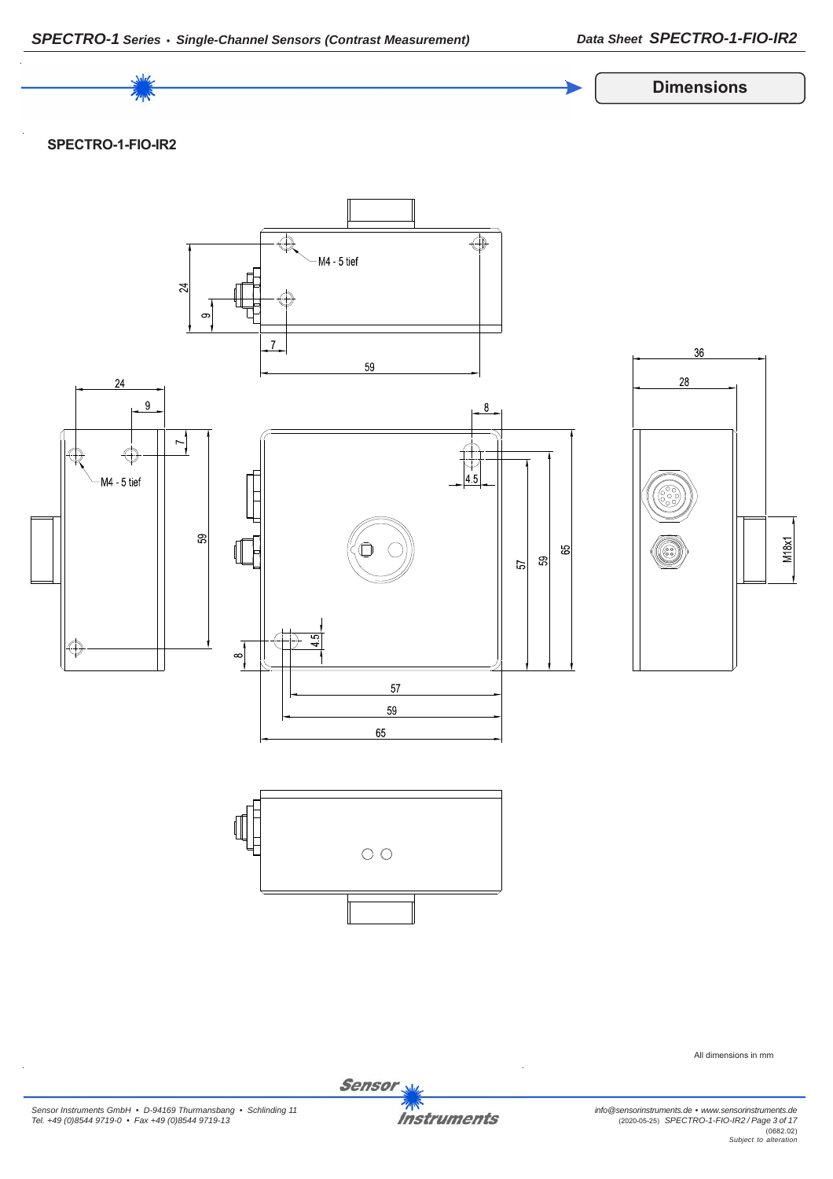## Dimensions

### SPECTRO-1-FIO-IR2

M4 - 5 tief

24

9

7

59

36

28

M4 - 5 tief

8

4.5

57

59

65

M18x1

All dimensions in mm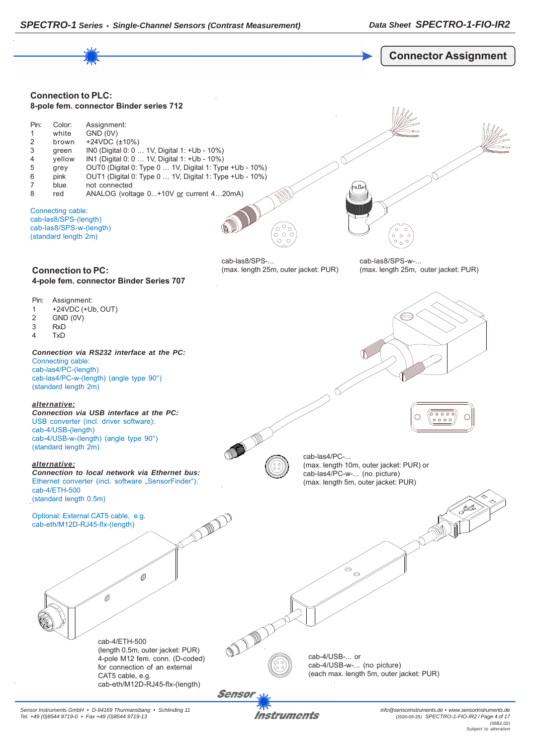## Connector Assignment

### Connection to PLC:

**8-pole fem. connector Binder series 712**

| Pin: | Color: | Assignment: |
|---|---|---|
| 1 | white | GND (0V) |
| 2 | brown | +24VDC (±10%) |
| 3 | green | IN0 (Digital 0: 0 … 1V, Digital 1: +Ub - 10%) |
| 4 | yellow | IN1 (Digital 0: 0 … 1V, Digital 1: +Ub - 10%) |
| 5 | grey | OUT0 (Digital 0: Type 0 … 1V, Digital 1: Type +Ub - 10%) |
| 6 | pink | OUT1 (Digital 0: Type 0 … 1V, Digital 1: Type +Ub - 10%) |
| 7 | blue | not connected |
| 8 | red | ANALOG (voltage 0...+10V or current 4…20mA) |

Connecting cable:
cab-las8/SPS-(length)
cab-las8/SPS-w-(length)
(standard length 2m)

cab-las8/SPS-...
(max. length 25m, outer jacket: PUR)

cab-las8/SPS-w-...
(max. length 25m, outer jacket: PUR)

### Connection to PC:

**4-pole fem. connector Binder Series 707**

| Pin: | Assignment: |
|---|---|
| 1 | +24VDC (+Ub, OUT) |
| 2 | GND (0V) |
| 3 | RxD |
| 4 | TxD |

***Connection via RS232 interface at the PC:***
Connecting cable:
cab-las4/PC-(length)
cab-las4/PC-w-(length) (angle type 90°)
(standard length 2m)

***alternative:***
***Connection via USB interface at the PC:***
USB converter (incl. driver software):
cab-4/USB-(length)
cab-4/USB-w-(length) (angle type 90°)
(standard length 2m)

***alternative:***
***Connection to local network via Ethernet bus:***
Ethernet converter (incl. software „SensorFinder"):
cab-4/ETH-500
(standard length 0.5m)

Optional: External CAT5 cable, e.g.
cab-eth/M12D-RJ45-flx-(length)

cab-las4/PC-...
(max. length 10m, outer jacket: PUR) or
cab-las4/PC-w-... (no picture)
(max. length 5m, outer jacket: PUR)

cab-4/ETH-500
(length 0.5m, outer jacket: PUR)
4-pole M12 fem. conn. (D-coded)
for connection of an external
CAT5 cable, e.g.
cab-eth/M12D-RJ45-flx-(length)

cab-4/USB-... or
cab-4/USB-w-... (no picture)
(each max. length 5m, outer jacket: PUR)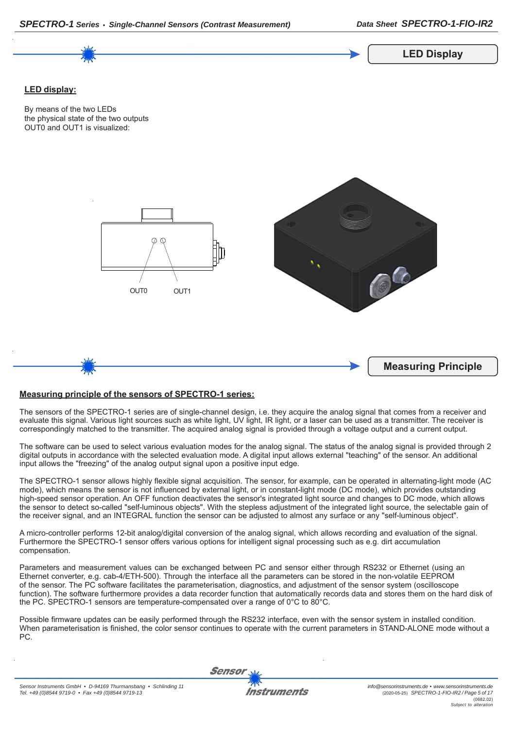## LED Display

**LED display:**

By means of the two LEDs
the physical state of the two outputs
OUT0 and OUT1 is visualized:

OUT0 OUT1

## Measuring Principle

**Measuring principle of the sensors of SPECTRO-1 series:**

The sensors of the SPECTRO-1 series are of single-channel design, i.e. they acquire the analog signal that comes from a receiver and evaluate this signal. Various light sources such as white light, UV light, IR light, or a laser can be used as a transmitter. The receiver is correspondingly matched to the transmitter. The acquired analog signal is provided through a voltage output and a current output.

The software can be used to select various evaluation modes for the analog signal. The status of the analog signal is provided through 2 digital outputs in accordance with the selected evaluation mode. A digital input allows external "teaching" of the sensor. An additional input allows the "freezing" of the analog output signal upon a positive input edge.

The SPECTRO-1 sensor allows highly flexible signal acquisition. The sensor, for example, can be operated in alternating-light mode (AC mode), which means the sensor is not influenced by external light, or in constant-light mode (DC mode), which provides outstanding high-speed sensor operation. An OFF function deactivates the sensor's integrated light source and changes to DC mode, which allows the sensor to detect so-called "self-luminous objects". With the stepless adjustment of the integrated light source, the selectable gain of the receiver signal, and an INTEGRAL function the sensor can be adjusted to almost any surface or any "self-luminous object".

A micro-controller performs 12-bit analog/digital conversion of the analog signal, which allows recording and evaluation of the signal. Furthermore the SPECTRO-1 sensor offers various options for intelligent signal processing such as e.g. dirt accumulation compensation.

Parameters and measurement values can be exchanged between PC and sensor either through RS232 or Ethernet (using an Ethernet converter, e.g. cab-4/ETH-500). Through the interface all the parameters can be stored in the non-volatile EEPROM of the sensor. The PC software facilitates the parameterisation, diagnostics, and adjustment of the sensor system (oscilloscope function). The software furthermore provides a data recorder function that automatically records data and stores them on the hard disk of the PC. SPECTRO-1 sensors are temperature-compensated over a range of 0°C to 80°C.

Possible firmware updates can be easily performed through the RS232 interface, even with the sensor system in installed condition. When parameterisation is finished, the color sensor continues to operate with the current parameters in STAND-ALONE mode without a PC.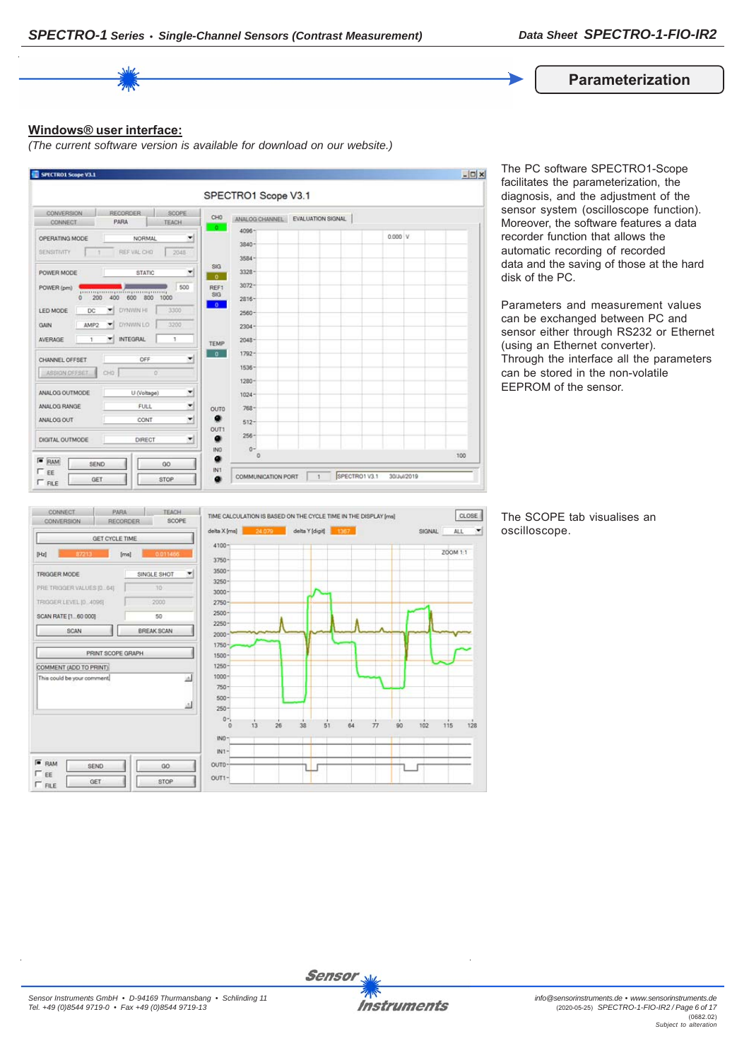## Parameterization

**Windows® user interface:**

*(The current software version is available for download on our website.)*

The PC software SPECTRO1-Scope facilitates the parameterization, the diagnosis, and the adjustment of the sensor system (oscilloscope function). Moreover, the software features a data recorder function that allows the automatic recording of recorded data and the saving of those at the hard disk of the PC.

Parameters and measurement values can be exchanged between PC and sensor either through RS232 or Ethernet (using an Ethernet converter).
Through the interface all the parameters can be stored in the non-volatile EEPROM of the sensor.

The SCOPE tab visualises an oscilloscope.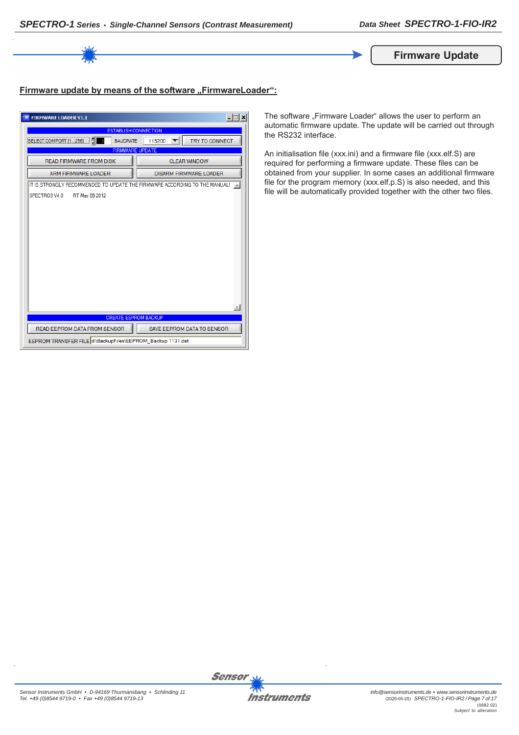## Firmware Update

### Firmware update by means of the software „FirmwareLoader“:

The software „Firmware Loader“ allows the user to perform an automatic firmware update. The update will be carried out through the RS232 interface.

An initialisation file (xxx.ini) and a firmware file (xxx.elf.S) are required for performing a firmware update. These files can be obtained from your supplier. In some cases an additional firmware file for the program memory (xxx.elf.p.S) is also needed, and this file will be automatically provided together with the other two files.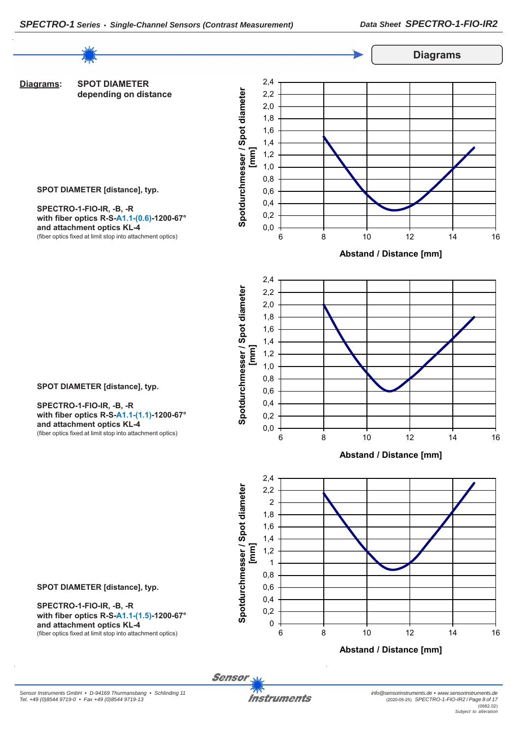## Diagrams

**Diagrams:** **SPOT DIAMETER depending on distance**

**SPOT DIAMETER [distance], typ.**

**SPECTRO-1-FIO-IR, -B, -R**
**with fiber optics R-S-A1.1-(0.6)-1200-67°**
**and attachment optics KL-4**
(fiber optics fixed at limit stop into attachment optics)

Spotdurchmesser / Spot diameter [mm]

Abstand / Distance [mm]

**SPOT DIAMETER [distance], typ.**

**SPECTRO-1-FIO-IR, -B, -R**
**with fiber optics R-S-A1.1-(1.1)-1200-67°**
**and attachment optics KL-4**
(fiber optics fixed at limit stop into attachment optics)

Spotdurchmesser / Spot diameter [mm]

Abstand / Distance [mm]

**SPOT DIAMETER [distance], typ.**

**SPECTRO-1-FIO-IR, -B, -R**
**with fiber optics R-S-A1.1-(1.5)-1200-67°**
**and attachment optics KL-4**
(fiber optics fixed at limit stop into attachment optics)

Spotdurchmesser / Spot diameter [mm]

Abstand / Distance [mm]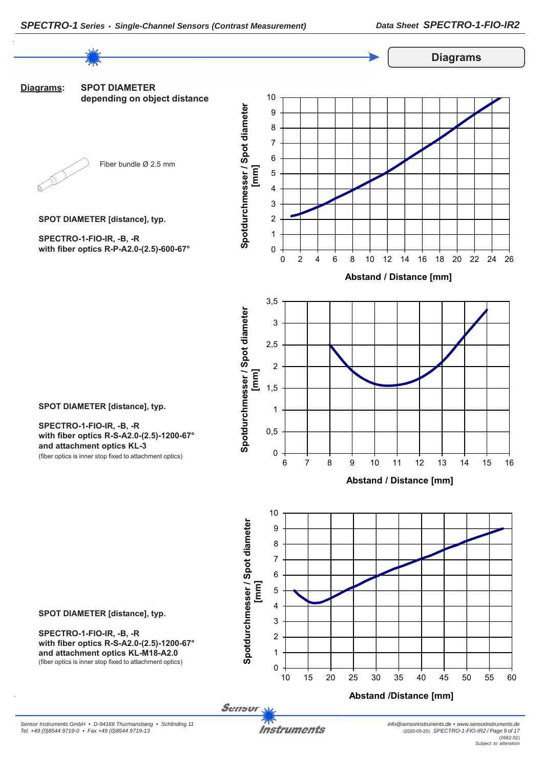## Diagrams

**Diagrams:** **SPOT DIAMETER depending on object distance**

Fiber bundle Ø 2.5 mm

**SPOT DIAMETER [distance], typ.**

**SPECTRO-1-FIO-IR, -B, -R**
**with fiber optics R-P-A2.0-(2.5)-600-67°**

Spotdurchmesser / Spot diameter [mm]

Abstand / Distance [mm]

**SPOT DIAMETER [distance], typ.**

**SPECTRO-1-FIO-IR, -B, -R**
**with fiber optics R-S-A2.0-(2.5)-1200-67°**
**and attachment optics KL-3**
(fiber optics is inner stop fixed to attachment optics)

Spotdurchmesser / Spot diameter [mm]

Abstand / Distance [mm]

**SPOT DIAMETER [distance], typ.**

**SPECTRO-1-FIO-IR, -B, -R**
**with fiber optics R-S-A2.0-(2.5)-1200-67°**
**and attachment optics KL-M18-A2.0**
(fiber optics is inner stop fixed to attachment optics)

Spotdurchmesser / Spot diameter [mm]

Abstand /Distance [mm]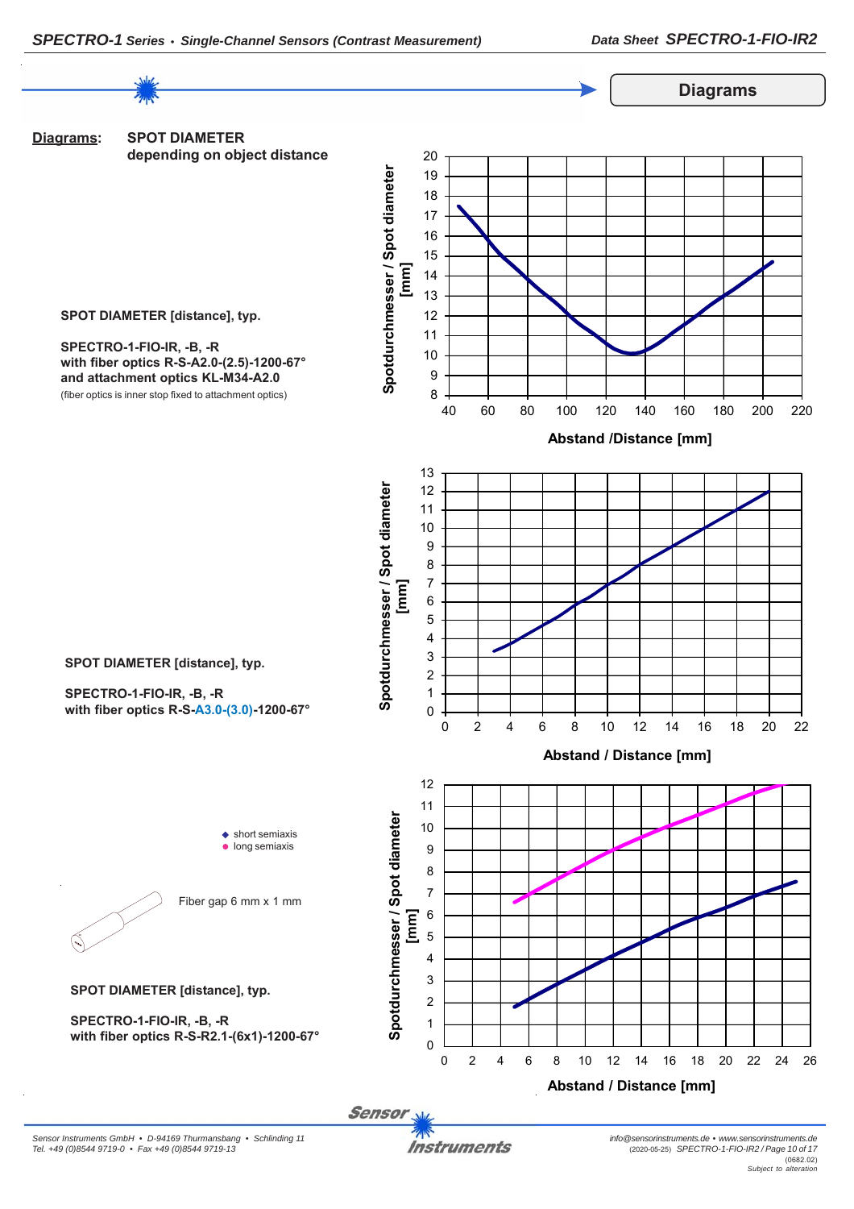## Diagrams

**Diagrams:** **SPOT DIAMETER depending on object distance**

**SPOT DIAMETER [distance], typ.**

**SPECTRO-1-FIO-IR, -B, -R**
**with fiber optics R-S-A2.0-(2.5)-1200-67°**
**and attachment optics KL-M34-A2.0**
(fiber optics is inner stop fixed to attachment optics)

Spotdurchmesser / Spot diameter [mm]

Abstand /Distance [mm]

**SPOT DIAMETER [distance], typ.**

**SPECTRO-1-FIO-IR, -B, -R**
**with fiber optics R-S-A3.0-(3.0)-1200-67°**

Spotdurchmesser / Spot diameter [mm]

Abstand / Distance [mm]

- short semiaxis
- long semiaxis

Fiber gap 6 mm x 1 mm

**SPOT DIAMETER [distance], typ.**

**SPECTRO-1-FIO-IR, -B, -R**
**with fiber optics R-S-R2.1-(6x1)-1200-67°**

Spotdurchmesser / Spot diameter [mm]

Abstand / Distance [mm]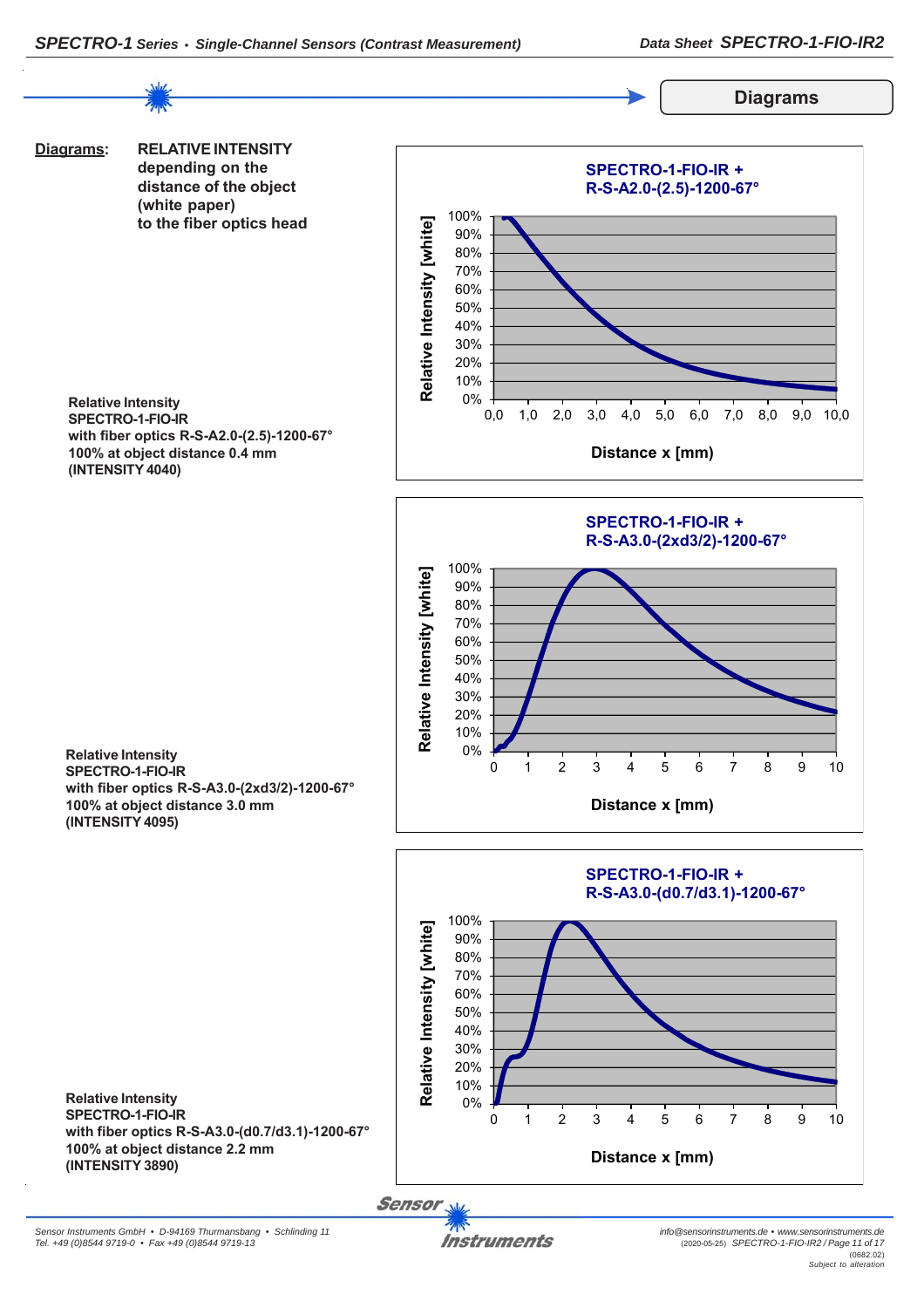## Diagrams

**Diagrams:** **RELATIVE INTENSITY depending on the distance of the object (white paper) to the fiber optics head**

**Relative Intensity**
**SPECTRO-1-FIO-IR**
**with fiber optics R-S-A2.0-(2.5)-1200-67°**
**100% at object distance 0.4 mm**
**(INTENSITY 4040)**

SPECTRO-1-FIO-IR + R-S-A2.0-(2.5)-1200-67°

Relative Intensity [white] vs. Distance x [mm]

**Relative Intensity**
**SPECTRO-1-FIO-IR**
**with fiber optics R-S-A3.0-(2xd3/2)-1200-67°**
**100% at object distance 3.0 mm**
**(INTENSITY 4095)**

SPECTRO-1-FIO-IR + R-S-A3.0-(2xd3/2)-1200-67°

Relative Intensity [white] vs. Distance x [mm]

**Relative Intensity**
**SPECTRO-1-FIO-IR**
**with fiber optics R-S-A3.0-(d0.7/d3.1)-1200-67°**
**100% at object distance 2.2 mm**
**(INTENSITY 3890)**

SPECTRO-1-FIO-IR + R-S-A3.0-(d0.7/d3.1)-1200-67°

Relative Intensity [white] vs. Distance x [mm]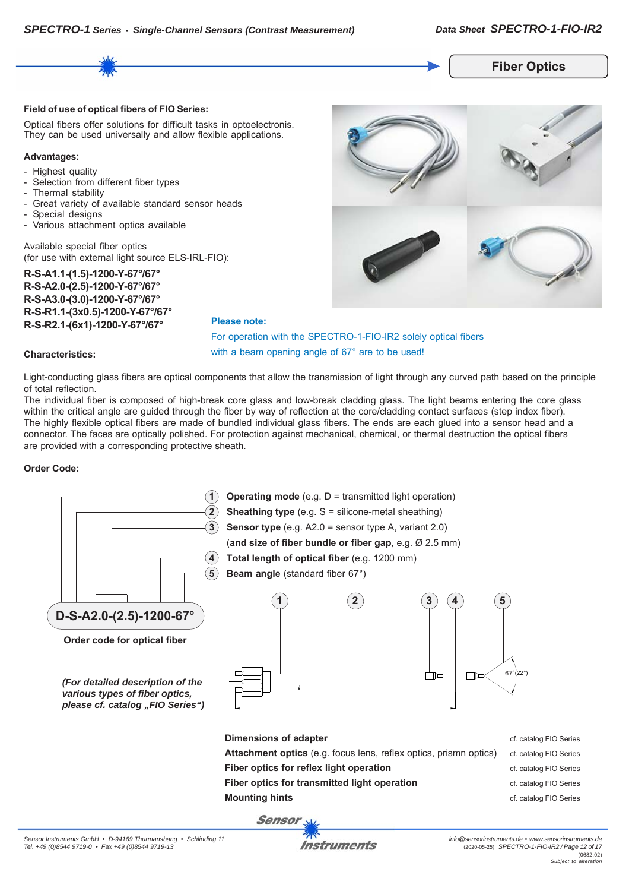## Fiber Optics

**Field of use of optical fibers of FIO Series:**

Optical fibers offer solutions for difficult tasks in optoelectronis. They can be used universally and allow flexible applications.

**Advantages:**

- Highest quality
- Selection from different fiber types
- Thermal stability
- Great variety of available standard sensor heads
- Special designs
- Various attachment optics available

Available special fiber optics
(for use with external light source ELS-IRL-FIO):

**R-S-A1.1-(1.5)-1200-Y-67°/67°**
**R-S-A2.0-(2.5)-1200-Y-67°/67°**
**R-S-A3.0-(3.0)-1200-Y-67°/67°**
**R-S-R1.1-(3x0.5)-1200-Y-67°/67°**
**R-S-R2.1-(6x1)-1200-Y-67°/67°**

**Please note:**
For operation with the SPECTRO-1-FIO-IR2 solely optical fibers with a beam opening angle of 67° are to be used!

**Characteristics:**

Light-conducting glass fibers are optical components that allow the transmission of light through any curved path based on the principle of total reflection.
The individual fiber is composed of high-break core glass and low-break cladding glass. The light beams entering the core glass within the critical angle are guided through the fiber by way of reflection at the core/cladding contact surfaces (step index fiber).
The highly flexible optical fibers are made of bundled individual glass fibers. The ends are each glued into a sensor head and a connector. The faces are optically polished. For protection against mechanical, chemical, or thermal destruction the optical fibers are provided with a corresponding protective sheath.

**Order Code:**

1. **Operating mode** (e.g. D = transmitted light operation)
2. **Sheathing type** (e.g. S = silicone-metal sheathing)
3. **Sensor type** (e.g. A2.0 = sensor type A, variant 2.0) (**and size of fiber bundle or fiber gap**, e.g. Ø 2.5 mm)
4. **Total length of optical fiber** (e.g. 1200 mm)
5. **Beam angle** (standard fiber 67°)

**D-S-A2.0-(2.5)-1200-67°**

**Order code for optical fiber**

***(For detailed description of the various types of fiber optics, please cf. catalog „FIO Series")***

67° (22°)

| | |
|---|---|
| **Dimensions of adapter** | cf. catalog FIO Series |
| **Attachment optics** (e.g. focus lens, reflex optics, prismn optics) | cf. catalog FIO Series |
| **Fiber optics for reflex light operation** | cf. catalog FIO Series |
| **Fiber optics for transmitted light operation** | cf. catalog FIO Series |
| **Mounting hints** | cf. catalog FIO Series |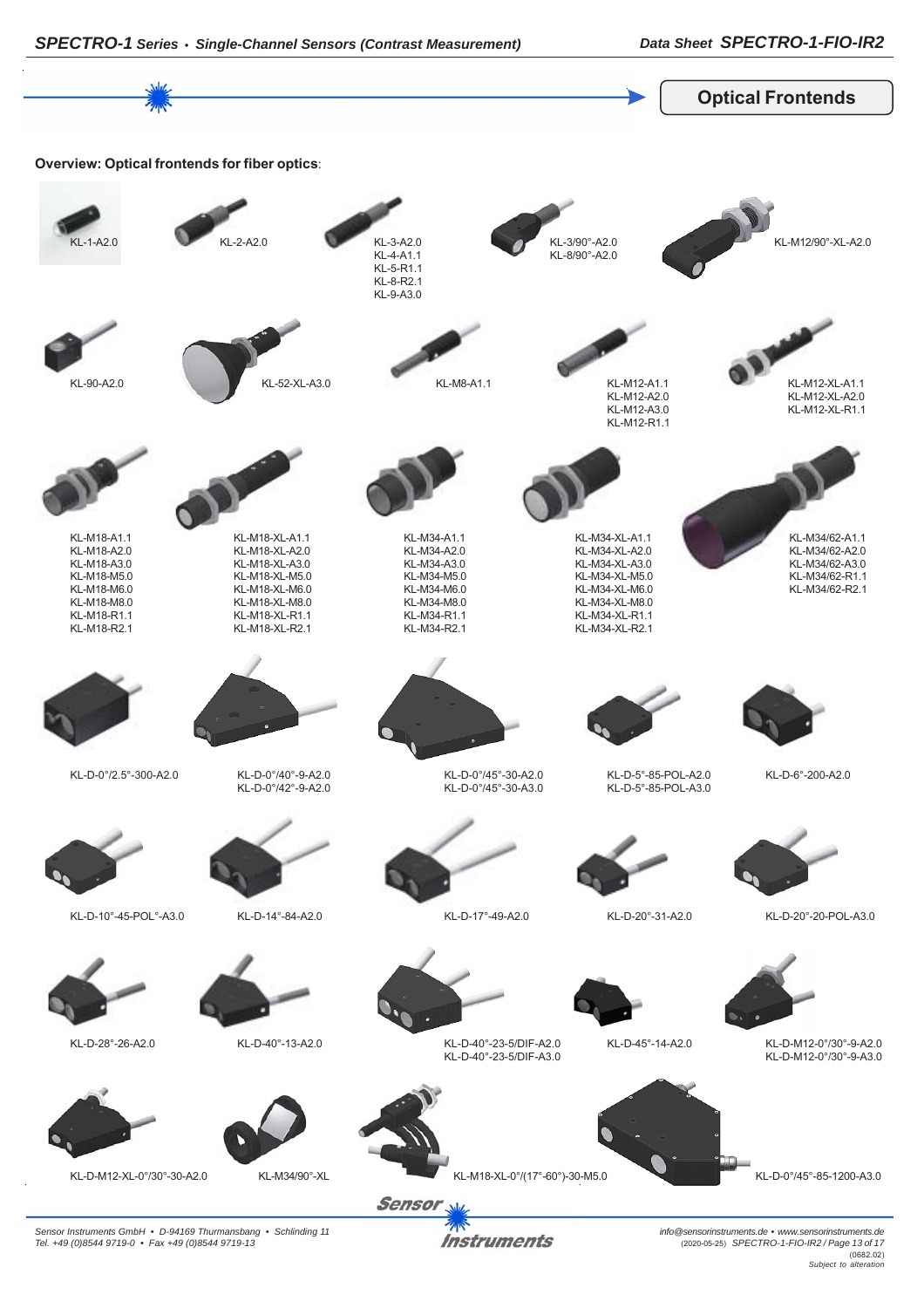## Optical Frontends

**Overview: Optical frontends for fiber optics**:

KL-1-A2.0

KL-2-A2.0

KL-3-A2.0
KL-4-A1.1
KL-5-R1.1
KL-8-R2.1
KL-9-A3.0

KL-3/90°-A2.0
KL-8/90°-A2.0

KL-M12/90°-XL-A2.0

KL-90-A2.0

KL-52-XL-A3.0

KL-M8-A1.1

KL-M12-A1.1
KL-M12-A2.0
KL-M12-A3.0
KL-M12-R1.1

KL-M12-XL-A1.1
KL-M12-XL-A2.0
KL-M12-XL-R1.1

KL-M18-A1.1
KL-M18-A2.0
KL-M18-A3.0
KL-M18-M5.0
KL-M18-M6.0
KL-M18-M8.0
KL-M18-R1.1
KL-M18-R2.1

KL-M18-XL-A1.1
KL-M18-XL-A2.0
KL-M18-XL-A3.0
KL-M18-XL-M5.0
KL-M18-XL-M6.0
KL-M18-XL-M8.0
KL-M18-XL-R1.1
KL-M18-XL-R2.1

KL-M34-A1.1
KL-M34-A2.0
KL-M34-A3.0
KL-M34-M5.0
KL-M34-M6.0
KL-M34-M8.0
KL-M34-R1.1
KL-M34-R2.1

KL-M34-XL-A1.1
KL-M34-XL-A2.0
KL-M34-XL-A3.0
KL-M34-XL-M5.0
KL-M34-XL-M6.0
KL-M34-XL-M8.0
KL-M34-XL-R1.1
KL-M34-XL-R2.1

KL-M34/62-A1.1
KL-M34/62-A2.0
KL-M34/62-A3.0
KL-M34/62-R1.1
KL-M34/62-R2.1

KL-D-0°/2.5°-300-A2.0

KL-D-0°/40°-9-A2.0
KL-D-0°/42°-9-A2.0

KL-D-0°/45°-30-A2.0
KL-D-0°/45°-30-A3.0

KL-D-5°-85-POL-A2.0
KL-D-5°-85-POL-A3.0

KL-D-6°-200-A2.0

KL-D-10°-45-POL°-A3.0

KL-D-14°-84-A2.0

KL-D-17°-49-A2.0

KL-D-20°-31-A2.0

KL-D-20°-20-POL-A3.0

KL-D-28°-26-A2.0

KL-D-40°-13-A2.0

KL-D-40°-23-5/DIF-A2.0
KL-D-40°-23-5/DIF-A3.0

KL-D-45°-14-A2.0

KL-D-M12-0°/30°-9-A2.0
KL-D-M12-0°/30°-9-A3.0

KL-D-M12-XL-0°/30°-30-A2.0

KL-M34/90°-XL

KL-M18-XL-0°/(17°-60°)-30-M5.0

KL-D-0°/45°-85-1200-A3.0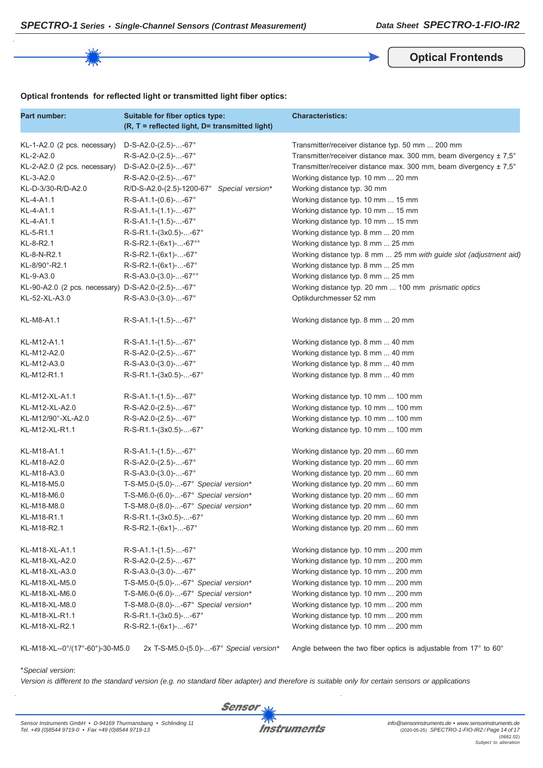## Optical Frontends

**Optical frontends for reflected light or transmitted light fiber optics:**

| Part number: | Suitable for fiber optics type: (R, T = reflected light, D= transmitted light) | Characteristics: |
|---|---|---|
| KL-1-A2.0 (2 pcs. necessary) | D-S-A2.0-(2.5)-...-67° | Transmitter/receiver distance typ. 50 mm ... 200 mm |
| KL-2-A2.0 | R-S-A2.0-(2.5)-...-67° | Transmitter/receiver distance max. 300 mm, beam divergency ± 7,5° |
| KL-2-A2.0 (2 pcs. necessary) | D-S-A2.0-(2.5)-...-67° | Transmitter/receiver distance max. 300 mm, beam divergency ± 7,5° |
| KL-3-A2.0 | R-S-A2.0-(2.5)-...-67° | Working distance typ. 10 mm ... 20 mm |
| KL-D-3/30-R/D-A2.0 | R/D-S-A2.0-(2.5)-1200-67° *Special version** | Working distance typ. 30 mm |
| KL-4-A1.1 | R-S-A1.1-(0.6)-...-67° | Working distance typ. 10 mm ... 15 mm |
| KL-4-A1.1 | R-S-A1.1-(1.1)-...-67° | Working distance typ. 10 mm ... 15 mm |
| KL-4-A1.1 | R-S-A1.1-(1.5)-...-67° | Working distance typ. 10 mm ... 15 mm |
| KL-5-R1.1 | R-S-R1.1-(3x0.5)-...-67° | Working distance typ. 8 mm ... 20 mm |
| KL-8-R2.1 | R-S-R2.1-(6x1)-...-67°° | Working distance typ. 8 mm ... 25 mm |
| KL-8-N-R2.1 | R-S-R2.1-(6x1)-...-67° | Working distance typ. 8 mm ... 25 mm *with guide slot (adjustment aid)* |
| KL-8/90°-R2.1 | R-S-R2.1-(6x1)-...-67° | Working distance typ. 8 mm ... 25 mm |
| KL-9-A3.0 | R-S-A3.0-(3.0)-...-67°° | Working distance typ. 8 mm ... 25 mm |
| KL-90-A2.0 (2 pcs. necessary) | D-S-A2.0-(2.5)-...-67° | Working distance typ. 20 mm ... 100 mm *prismatic optics* |
| KL-52-XL-A3.0 | R-S-A3.0-(3.0)-...-67° | Optikdurchmesser 52 mm |
| KL-M8-A1.1 | R-S-A1.1-(1.5)-...-67° | Working distance typ. 8 mm ... 20 mm |
| KL-M12-A1.1 | R-S-A1.1-(1.5)-...-67° | Working distance typ. 8 mm ... 40 mm |
| KL-M12-A2.0 | R-S-A2.0-(2.5)-...-67° | Working distance typ. 8 mm ... 40 mm |
| KL-M12-A3.0 | R-S-A3.0-(3.0)-...-67° | Working distance typ. 8 mm ... 40 mm |
| KL-M12-R1.1 | R-S-R1.1-(3x0.5)-...-67° | Working distance typ. 8 mm ... 40 mm |
| KL-M12-XL-A1.1 | R-S-A1.1-(1.5)-...-67° | Working distance typ. 10 mm ... 100 mm |
| KL-M12-XL-A2.0 | R-S-A2.0-(2.5)-...-67° | Working distance typ. 10 mm ... 100 mm |
| KL-M12/90°-XL-A2.0 | R-S-A2.0-(2.5)-...-67° | Working distance typ. 10 mm ... 100 mm |
| KL-M12-XL-R1.1 | R-S-R1.1-(3x0.5)-...-67° | Working distance typ. 10 mm ... 100 mm |
| KL-M18-A1.1 | R-S-A1.1-(1.5)-...-67° | Working distance typ. 20 mm ... 60 mm |
| KL-M18-A2.0 | R-S-A2.0-(2.5)-...-67° | Working distance typ. 20 mm ... 60 mm |
| KL-M18-A3.0 | R-S-A3.0-(3.0)-...-67° | Working distance typ. 20 mm ... 60 mm |
| KL-M18-M5.0 | T-S-M5.0-(5.0)-...-67° *Special version** | Working distance typ. 20 mm ... 60 mm |
| KL-M18-M6.0 | T-S-M6.0-(6.0)-...-67° *Special version** | Working distance typ. 20 mm ... 60 mm |
| KL-M18-M8.0 | T-S-M8.0-(8.0)-...-67° *Special version** | Working distance typ. 20 mm ... 60 mm |
| KL-M18-R1.1 | R-S-R1.1-(3x0.5)-...-67° | Working distance typ. 20 mm ... 60 mm |
| KL-M18-R2.1 | R-S-R2.1-(6x1)-...-67° | Working distance typ. 20 mm ... 60 mm |
| KL-M18-XL-A1.1 | R-S-A1.1-(1.5)-...-67° | Working distance typ. 10 mm ... 200 mm |
| KL-M18-XL-A2.0 | R-S-A2.0-(2.5)-...-67° | Working distance typ. 10 mm ... 200 mm |
| KL-M18-XL-A3.0 | R-S-A3.0-(3.0)-...-67° | Working distance typ. 10 mm ... 200 mm |
| KL-M18-XL-M5.0 | T-S-M5.0-(5.0)-...-67° *Special version** | Working distance typ. 10 mm ... 200 mm |
| KL-M18-XL-M6.0 | T-S-M6.0-(6.0)-...-67° *Special version** | Working distance typ. 10 mm ... 200 mm |
| KL-M18-XL-M8.0 | T-S-M8.0-(8.0)-...-67° *Special version** | Working distance typ. 10 mm ... 200 mm |
| KL-M18-XL-R1.1 | R-S-R1.1-(3x0.5)-...-67° | Working distance typ. 10 mm ... 200 mm |
| KL-M18-XL-R2.1 | R-S-R2.1-(6x1)-...-67° | Working distance typ. 10 mm ... 200 mm |
| KL-M18-XL--0°/(17°-60°)-30-M5.0 | 2x T-S-M5.0-(5.0)-...-67° *Special version** | Angle between the two fiber optics is adjustable from 17° to 60° |

*Special version*:
*Version is different to the standard version (e.g. no standard fiber adapter) and therefore is suitable only for certain sensors or applications*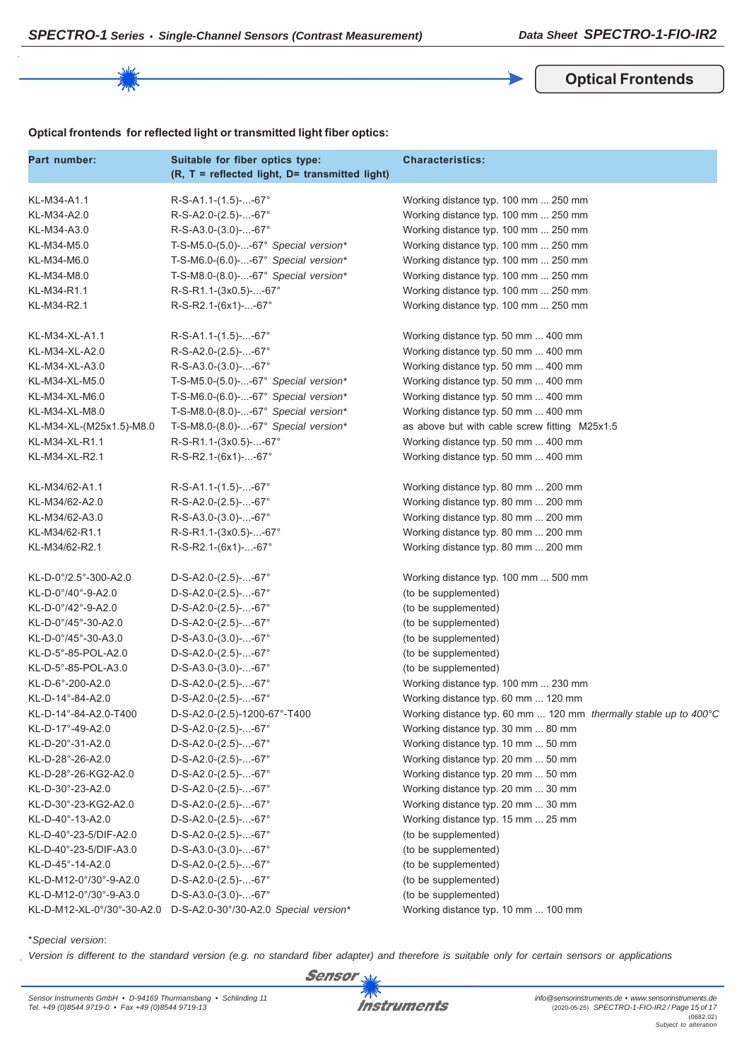## Optical Frontends

**Optical frontends for reflected light or transmitted light fiber optics:**

| Part number: | Suitable for fiber optics type: (R, T = reflected light, D= transmitted light) | Characteristics: |
|---|---|---|
| KL-M34-A1.1 | R-S-A1.1-(1.5)-...-67° | Working distance typ. 100 mm ... 250 mm |
| KL-M34-A2.0 | R-S-A2.0-(2.5)-...-67° | Working distance typ. 100 mm ... 250 mm |
| KL-M34-A3.0 | R-S-A3.0-(3.0)-...-67° | Working distance typ. 100 mm ... 250 mm |
| KL-M34-M5.0 | T-S-M5.0-(5.0)-...-67° *Special version** | Working distance typ. 100 mm ... 250 mm |
| KL-M34-M6.0 | T-S-M6.0-(6.0)-...-67° *Special version** | Working distance typ. 100 mm ... 250 mm |
| KL-M34-M8.0 | T-S-M8.0-(8.0)-...-67° *Special version** | Working distance typ. 100 mm ... 250 mm |
| KL-M34-R1.1 | R-S-R1.1-(3x0.5)-...-67° | Working distance typ. 100 mm ... 250 mm |
| KL-M34-R2.1 | R-S-R2.1-(6x1)-...-67° | Working distance typ. 100 mm ... 250 mm |
| | | |
| KL-M34-XL-A1.1 | R-S-A1.1-(1.5)-...-67° | Working distance typ. 50 mm ... 400 mm |
| KL-M34-XL-A2.0 | R-S-A2.0-(2.5)-...-67° | Working distance typ. 50 mm ... 400 mm |
| KL-M34-XL-A3.0 | R-S-A3.0-(3.0)-...-67° | Working distance typ. 50 mm ... 400 mm |
| KL-M34-XL-M5.0 | T-S-M5.0-(5.0)-...-67° *Special version** | Working distance typ. 50 mm ... 400 mm |
| KL-M34-XL-M6.0 | T-S-M6.0-(6.0)-...-67° *Special version** | Working distance typ. 50 mm ... 400 mm |
| KL-M34-XL-M8.0 | T-S-M8.0-(8.0)-...-67° *Special version** | Working distance typ. 50 mm ... 400 mm |
| KL-M34-XL-(M25x1.5)-M8.0 | T-S-M8.0-(8.0)-...-67° *Special version** | as above but with cable screw fitting M25x1.5 |
| KL-M34-XL-R1.1 | R-S-R1.1-(3x0.5)-...-67° | Working distance typ. 50 mm ... 400 mm |
| KL-M34-XL-R2.1 | R-S-R2.1-(6x1)-...-67° | Working distance typ. 50 mm ... 400 mm |
| | | |
| KL-M34/62-A1.1 | R-S-A1.1-(1.5)-...-67° | Working distance typ. 80 mm ... 200 mm |
| KL-M34/62-A2.0 | R-S-A2.0-(2.5)-...-67° | Working distance typ. 80 mm ... 200 mm |
| KL-M34/62-A3.0 | R-S-A3.0-(3.0)-...-67° | Working distance typ. 80 mm ... 200 mm |
| KL-M34/62-R1.1 | R-S-R1.1-(3x0.5)-...-67° | Working distance typ. 80 mm ... 200 mm |
| KL-M34/62-R2.1 | R-S-R2.1-(6x1)-...-67° | Working distance typ. 80 mm ... 200 mm |
| | | |
| KL-D-0°/2.5°-300-A2.0 | D-S-A2.0-(2.5)-...-67° | Working distance typ. 100 mm ... 500 mm |
| KL-D-0°/40°-9-A2.0 | D-S-A2.0-(2.5)-...-67° | (to be supplemented) |
| KL-D-0°/42°-9-A2.0 | D-S-A2.0-(2.5)-...-67° | (to be supplemented) |
| KL-D-0°/45°-30-A2.0 | D-S-A2.0-(2.5)-...-67° | (to be supplemented) |
| KL-D-0°/45°-30-A3.0 | D-S-A3.0-(3.0)-...-67° | (to be supplemented) |
| KL-D-5°-85-POL-A2.0 | D-S-A2.0-(2.5)-...-67° | (to be supplemented) |
| KL-D-5°-85-POL-A3.0 | D-S-A3.0-(3.0)-...-67° | (to be supplemented) |
| KL-D-6°-200-A2.0 | D-S-A2.0-(2.5)-...-67° | Working distance typ. 100 mm ... 230 mm |
| KL-D-14°-84-A2.0 | D-S-A2.0-(2.5)-...-67° | Working distance typ. 60 mm ... 120 mm |
| KL-D-14°-84-A2.0-T400 | D-S-A2.0-(2.5)-1200-67°-T400 | Working distance typ. 60 mm ... 120 mm *thermally stable up to 400°C* |
| KL-D-17°-49-A2.0 | D-S-A2.0-(2.5)-...-67° | Working distance typ. 30 mm ... 80 mm |
| KL-D-20°-31-A2.0 | D-S-A2.0-(2.5)-...-67° | Working distance typ. 10 mm ... 50 mm |
| KL-D-28°-26-A2.0 | D-S-A2.0-(2.5)-...-67° | Working distance typ. 20 mm ... 50 mm |
| KL-D-28°-26-KG2-A2.0 | D-S-A2.0-(2.5)-...-67° | Working distance typ. 20 mm ... 50 mm |
| KL-D-30°-23-A2.0 | D-S-A2.0-(2.5)-...-67° | Working distance typ. 20 mm ... 30 mm |
| KL-D-30°-23-KG2-A2.0 | D-S-A2.0-(2.5)-...-67° | Working distance typ. 20 mm ... 30 mm |
| KL-D-40°-13-A2.0 | D-S-A2.0-(2.5)-...-67° | Working distance typ. 15 mm ... 25 mm |
| KL-D-40°-23-5/DIF-A2.0 | D-S-A2.0-(2.5)-...-67° | (to be supplemented) |
| KL-D-40°-23-5/DIF-A3.0 | D-S-A3.0-(3.0)-...-67° | (to be supplemented) |
| KL-D-45°-14-A2.0 | D-S-A2.0-(2.5)-...-67° | (to be supplemented) |
| KL-D-M12-0°/30°-9-A2.0 | D-S-A2.0-(2.5)-...-67° | (to be supplemented) |
| KL-D-M12-0°/30°-9-A3.0 | D-S-A3.0-(3.0)-...-67° | (to be supplemented) |
| KL-D-M12-XL-0°/30°-30-A2.0 | D-S-A2.0-30°/30-A2.0 *Special version** | Working distance typ. 10 mm ... 100 mm |

**Special version*:

*Version is different to the standard version (e.g. no standard fiber adapter) and therefore is suitable only for certain sensors or applications*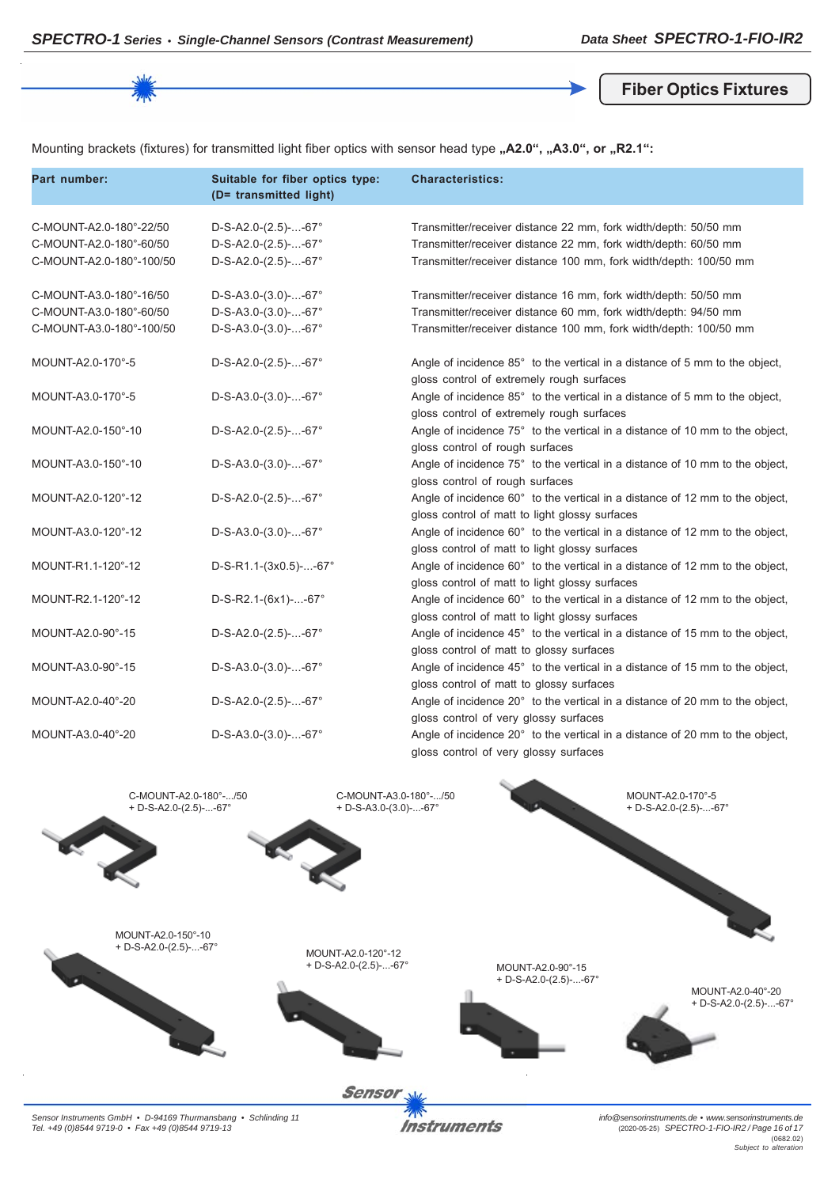## Fiber Optics Fixtures

Mounting brackets (fixtures) for transmitted light fiber optics with sensor head type **„A2.0“, „A3.0“, or „R2.1“:**

| Part number: | Suitable for fiber optics type: (D= transmitted light) | Characteristics: |
|---|---|---|
| C-MOUNT-A2.0-180°-22/50 | D-S-A2.0-(2.5)-...-67° | Transmitter/receiver distance 22 mm, fork width/depth: 50/50 mm |
| C-MOUNT-A2.0-180°-60/50 | D-S-A2.0-(2.5)-...-67° | Transmitter/receiver distance 22 mm, fork width/depth: 60/50 mm |
| C-MOUNT-A2.0-180°-100/50 | D-S-A2.0-(2.5)-...-67° | Transmitter/receiver distance 100 mm, fork width/depth: 100/50 mm |
| C-MOUNT-A3.0-180°-16/50 | D-S-A3.0-(3.0)-...-67° | Transmitter/receiver distance 16 mm, fork width/depth: 50/50 mm |
| C-MOUNT-A3.0-180°-60/50 | D-S-A3.0-(3.0)-...-67° | Transmitter/receiver distance 60 mm, fork width/depth: 94/50 mm |
| C-MOUNT-A3.0-180°-100/50 | D-S-A3.0-(3.0)-...-67° | Transmitter/receiver distance 100 mm, fork width/depth: 100/50 mm |
| MOUNT-A2.0-170°-5 | D-S-A2.0-(2.5)-...-67° | Angle of incidence 85° to the vertical in a distance of 5 mm to the object, gloss control of extremely rough surfaces |
| MOUNT-A3.0-170°-5 | D-S-A3.0-(3.0)-...-67° | Angle of incidence 85° to the vertical in a distance of 5 mm to the object, gloss control of extremely rough surfaces |
| MOUNT-A2.0-150°-10 | D-S-A2.0-(2.5)-...-67° | Angle of incidence 75° to the vertical in a distance of 10 mm to the object, gloss control of rough surfaces |
| MOUNT-A3.0-150°-10 | D-S-A3.0-(3.0)-...-67° | Angle of incidence 75° to the vertical in a distance of 10 mm to the object, gloss control of rough surfaces |
| MOUNT-A2.0-120°-12 | D-S-A2.0-(2.5)-...-67° | Angle of incidence 60° to the vertical in a distance of 12 mm to the object, gloss control of matt to light glossy surfaces |
| MOUNT-A3.0-120°-12 | D-S-A3.0-(3.0)-...-67° | Angle of incidence 60° to the vertical in a distance of 12 mm to the object, gloss control of matt to light glossy surfaces |
| MOUNT-R1.1-120°-12 | D-S-R1.1-(3x0.5)-...-67° | Angle of incidence 60° to the vertical in a distance of 12 mm to the object, gloss control of matt to light glossy surfaces |
| MOUNT-R2.1-120°-12 | D-S-R2.1-(6x1)-...-67° | Angle of incidence 60° to the vertical in a distance of 12 mm to the object, gloss control of matt to light glossy surfaces |
| MOUNT-A2.0-90°-15 | D-S-A2.0-(2.5)-...-67° | Angle of incidence 45° to the vertical in a distance of 15 mm to the object, gloss control of matt to glossy surfaces |
| MOUNT-A3.0-90°-15 | D-S-A3.0-(3.0)-...-67° | Angle of incidence 45° to the vertical in a distance of 15 mm to the object, gloss control of matt to glossy surfaces |
| MOUNT-A2.0-40°-20 | D-S-A2.0-(2.5)-...-67° | Angle of incidence 20° to the vertical in a distance of 20 mm to the object, gloss control of very glossy surfaces |
| MOUNT-A3.0-40°-20 | D-S-A3.0-(3.0)-...-67° | Angle of incidence 20° to the vertical in a distance of 20 mm to the object, gloss control of very glossy surfaces |

C-MOUNT-A2.0-180°-.../50
+ D-S-A2.0-(2.5)-...-67°

C-MOUNT-A3.0-180°-.../50
+ D-S-A3.0-(3.0)-...-67°

MOUNT-A2.0-170°-5
+ D-S-A2.0-(2.5)-...-67°

MOUNT-A2.0-150°-10
+ D-S-A2.0-(2.5)-...-67°

MOUNT-A2.0-120°-12
+ D-S-A2.0-(2.5)-...-67°

MOUNT-A2.0-90°-15
+ D-S-A2.0-(2.5)-...-67°

MOUNT-A2.0-40°-20
+ D-S-A2.0-(2.5)-...-67°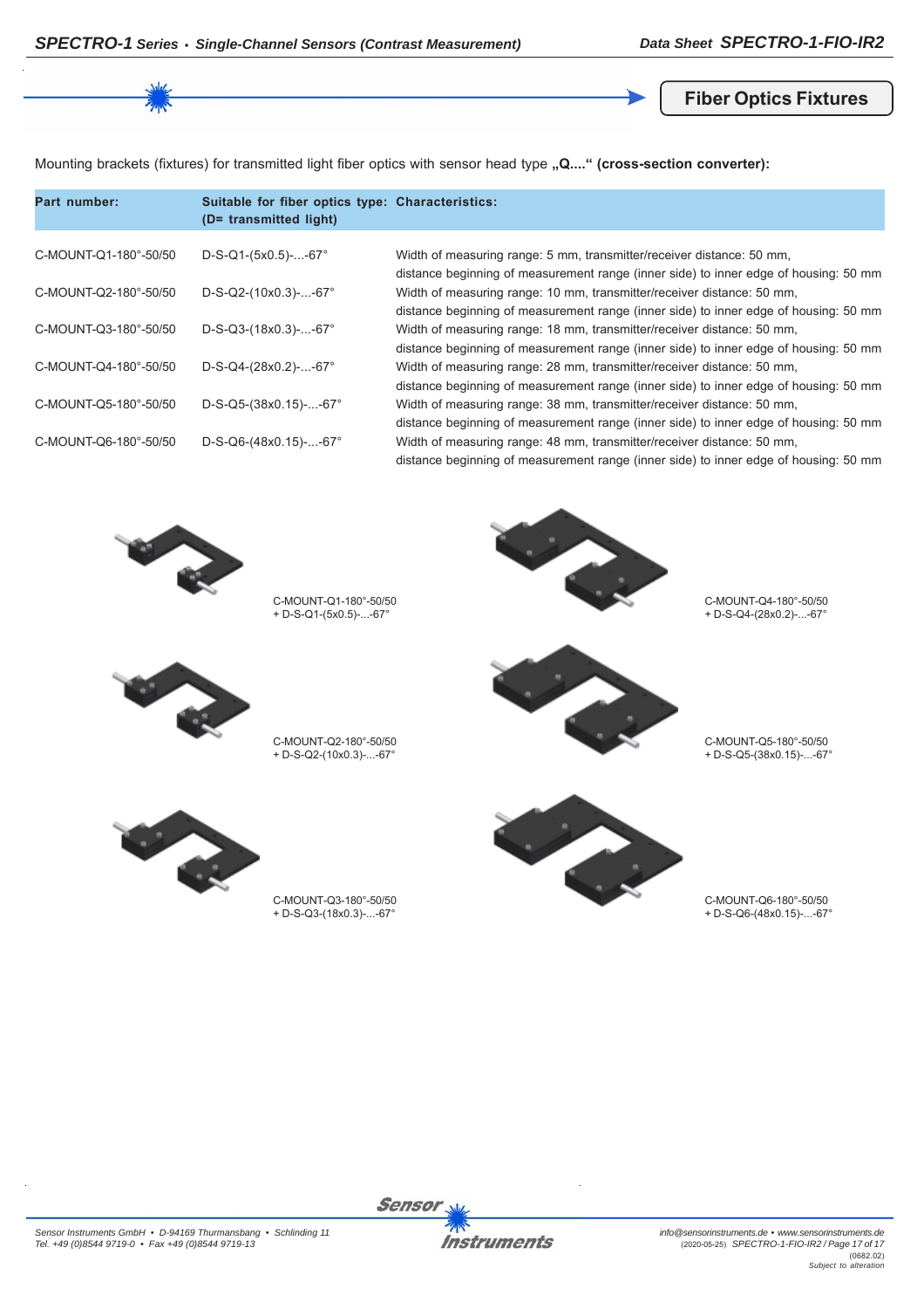## Fiber Optics Fixtures

Mounting brackets (fixtures) for transmitted light fiber optics with sensor head type **„Q....“ (cross-section converter):**

| Part number: | Suitable for fiber optics type: (D= transmitted light) | Characteristics: |
|---|---|---|
| C-MOUNT-Q1-180°-50/50 | D-S-Q1-(5x0.5)-...-67° | Width of measuring range: 5 mm, transmitter/receiver distance: 50 mm, distance beginning of measurement range (inner side) to inner edge of housing: 50 mm |
| C-MOUNT-Q2-180°-50/50 | D-S-Q2-(10x0.3)-...-67° | Width of measuring range: 10 mm, transmitter/receiver distance: 50 mm, distance beginning of measurement range (inner side) to inner edge of housing: 50 mm |
| C-MOUNT-Q3-180°-50/50 | D-S-Q3-(18x0.3)-...-67° | Width of measuring range: 18 mm, transmitter/receiver distance: 50 mm, distance beginning of measurement range (inner side) to inner edge of housing: 50 mm |
| C-MOUNT-Q4-180°-50/50 | D-S-Q4-(28x0.2)-...-67° | Width of measuring range: 28 mm, transmitter/receiver distance: 50 mm, distance beginning of measurement range (inner side) to inner edge of housing: 50 mm |
| C-MOUNT-Q5-180°-50/50 | D-S-Q5-(38x0.15)-...-67° | Width of measuring range: 38 mm, transmitter/receiver distance: 50 mm, distance beginning of measurement range (inner side) to inner edge of housing: 50 mm |
| C-MOUNT-Q6-180°-50/50 | D-S-Q6-(48x0.15)-...-67° | Width of measuring range: 48 mm, transmitter/receiver distance: 50 mm, distance beginning of measurement range (inner side) to inner edge of housing: 50 mm |

C-MOUNT-Q1-180°-50/50
+ D-S-Q1-(5x0.5)-...-67°

C-MOUNT-Q2-180°-50/50
+ D-S-Q2-(10x0.3)-...-67°

C-MOUNT-Q3-180°-50/50
+ D-S-Q3-(18x0.3)-...-67°

C-MOUNT-Q4-180°-50/50
+ D-S-Q4-(28x0.2)-...-67°

C-MOUNT-Q5-180°-50/50
+ D-S-Q5-(38x0.15)-...-67°

C-MOUNT-Q6-180°-50/50
+ D-S-Q6-(48x0.15)-...-67°